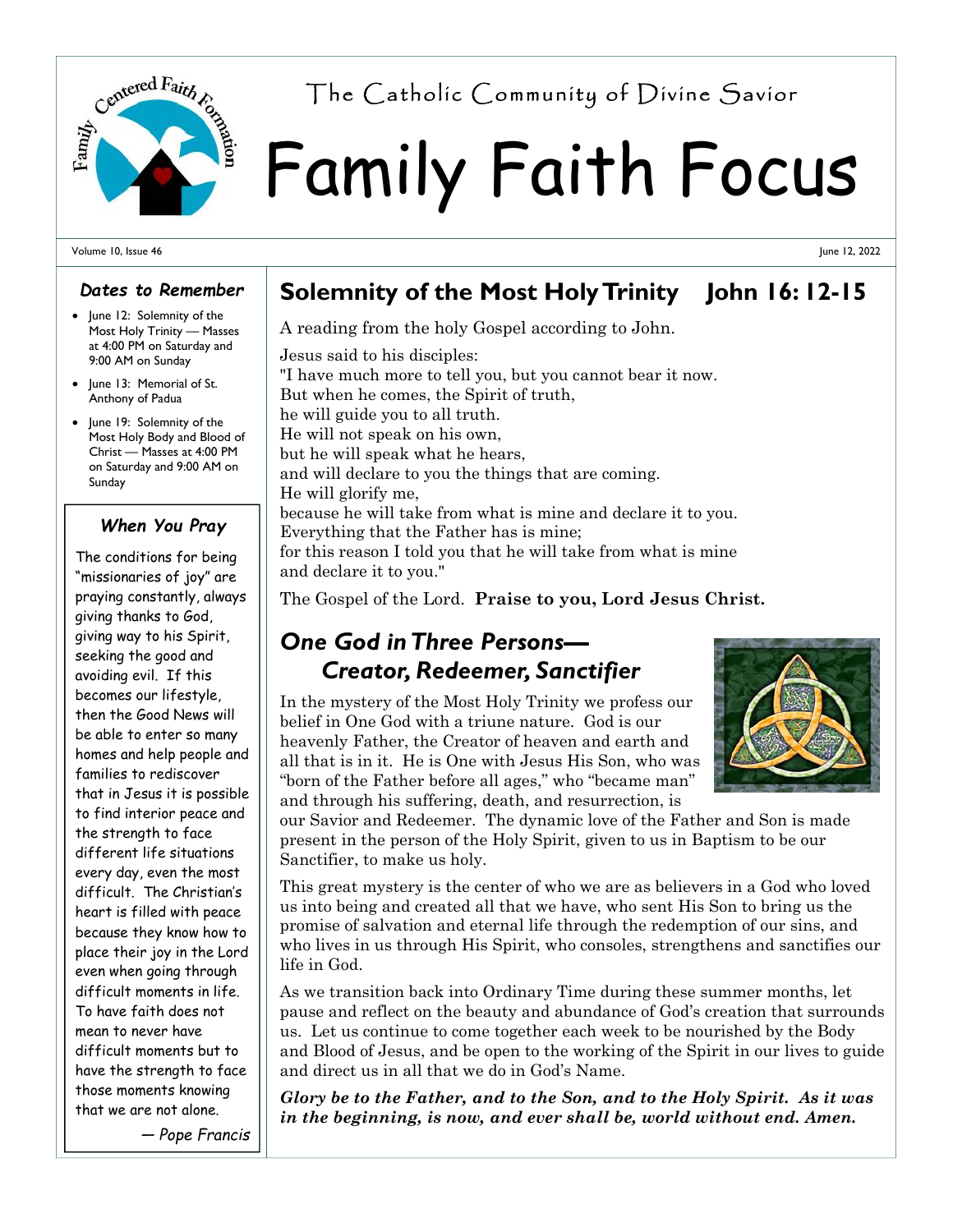The Catholic Community of Divine Savior

# Family Faith Focus

Volume 10, Issue 46 — June 12, 2022

## Solemnity of the Most Holy Trinity — John 16: 12-15

A reading from the holy Gospel according to John.

Jesus said to his disciples:
"I have much more to tell you, but you cannot bear it now.
But when he comes, the Spirit of truth,
he will guide you to all truth.
He will not speak on his own,
but he will speak what he hears,
and will declare to you the things that are coming.
He will glorify me,
because he will take from what is mine and declare it to you.
Everything that the Father has is mine;
for this reason I told you that he will take from what is mine
and declare it to you."

The Gospel of the Lord. **Praise to you, Lord Jesus Christ.**

## *One God in Three Persons— Creator, Redeemer, Sanctifier*

In the mystery of the Most Holy Trinity we profess our belief in One God with a triune nature. God is our heavenly Father, the Creator of heaven and earth and all that is in it. He is One with Jesus His Son, who was "born of the Father before all ages," who "became man" and through his suffering, death, and resurrection, is our Savior and Redeemer. The dynamic love of the Father and Son is made present in the person of the Holy Spirit, given to us in Baptism to be our Sanctifier, to make us holy.

This great mystery is the center of who we are as believers in a God who loved us into being and created all that we have, who sent His Son to bring us the promise of salvation and eternal life through the redemption of our sins, and who lives in us through His Spirit, who consoles, strengthens and sanctifies our life in God.

As we transition back into Ordinary Time during these summer months, let pause and reflect on the beauty and abundance of God's creation that surrounds us. Let us continue to come together each week to be nourished by the Body and Blood of Jesus, and be open to the working of the Spirit in our lives to guide and direct us in all that we do in God's Name.

***Glory be to the Father, and to the Son, and to the Holy Spirit. As it was in the beginning, is now, and ever shall be, world without end. Amen.***

### *Dates to Remember*

- June 12: Solemnity of the Most Holy Trinity — Masses at 4:00 PM on Saturday and 9:00 AM on Sunday
- June 13: Memorial of St. Anthony of Padua
- June 19: Solemnity of the Most Holy Body and Blood of Christ — Masses at 4:00 PM on Saturday and 9:00 AM on Sunday

### *When You Pray*

The conditions for being "missionaries of joy" are praying constantly, always giving thanks to God, giving way to his Spirit, seeking the good and avoiding evil. If this becomes our lifestyle, then the Good News will be able to enter so many homes and help people and families to rediscover that in Jesus it is possible to find interior peace and the strength to face different life situations every day, even the most difficult. The Christian's heart is filled with peace because they know how to place their joy in the Lord even when going through difficult moments in life. To have faith does not mean to never have difficult moments but to have the strength to face those moments knowing that we are not alone.

*— Pope Francis*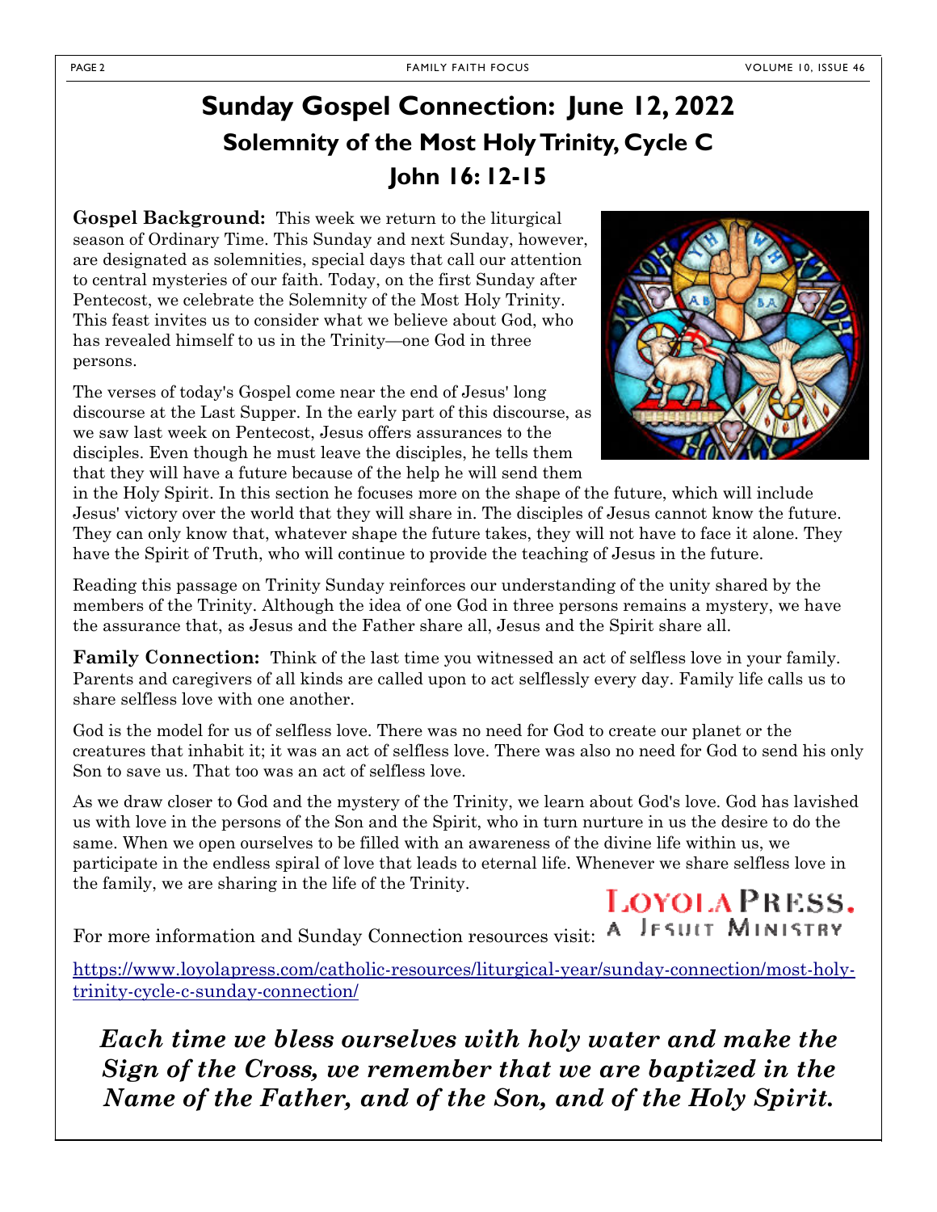# Sunday Gospel Connection: June 12, 2022

## Solemnity of the Most Holy Trinity, Cycle C

## John 16: 12-15

**Gospel Background:** This week we return to the liturgical season of Ordinary Time. This Sunday and next Sunday, however, are designated as solemnities, special days that call our attention to central mysteries of our faith. Today, on the first Sunday after Pentecost, we celebrate the Solemnity of the Most Holy Trinity. This feast invites us to consider what we believe about God, who has revealed himself to us in the Trinity—one God in three persons.

The verses of today's Gospel come near the end of Jesus' long discourse at the Last Supper. In the early part of this discourse, as we saw last week on Pentecost, Jesus offers assurances to the disciples. Even though he must leave the disciples, he tells them that they will have a future because of the help he will send them in the Holy Spirit. In this section he focuses more on the shape of the future, which will include Jesus' victory over the world that they will share in. The disciples of Jesus cannot know the future. They can only know that, whatever shape the future takes, they will not have to face it alone. They have the Spirit of Truth, who will continue to provide the teaching of Jesus in the future.

Reading this passage on Trinity Sunday reinforces our understanding of the unity shared by the members of the Trinity. Although the idea of one God in three persons remains a mystery, we have the assurance that, as Jesus and the Father share all, Jesus and the Spirit share all.

**Family Connection:** Think of the last time you witnessed an act of selfless love in your family. Parents and caregivers of all kinds are called upon to act selflessly every day. Family life calls us to share selfless love with one another.

God is the model for us of selfless love. There was no need for God to create our planet or the creatures that inhabit it; it was an act of selfless love. There was also no need for God to send his only Son to save us. That too was an act of selfless love.

As we draw closer to God and the mystery of the Trinity, we learn about God's love. God has lavished us with love in the persons of the Son and the Spirit, who in turn nurture in us the desire to do the same. When we open ourselves to be filled with an awareness of the divine life within us, we participate in the endless spiral of love that leads to eternal life. Whenever we share selfless love in the family, we are sharing in the life of the Trinity.

LOYOLA PRESS. A Jesuit Ministry

For more information and Sunday Connection resources visit:

https://www.loyolapress.com/catholic-resources/liturgical-year/sunday-connection/most-holy-trinity-cycle-c-sunday-connection/

***Each time we bless ourselves with holy water and make the Sign of the Cross, we remember that we are baptized in the Name of the Father, and of the Son, and of the Holy Spirit.***